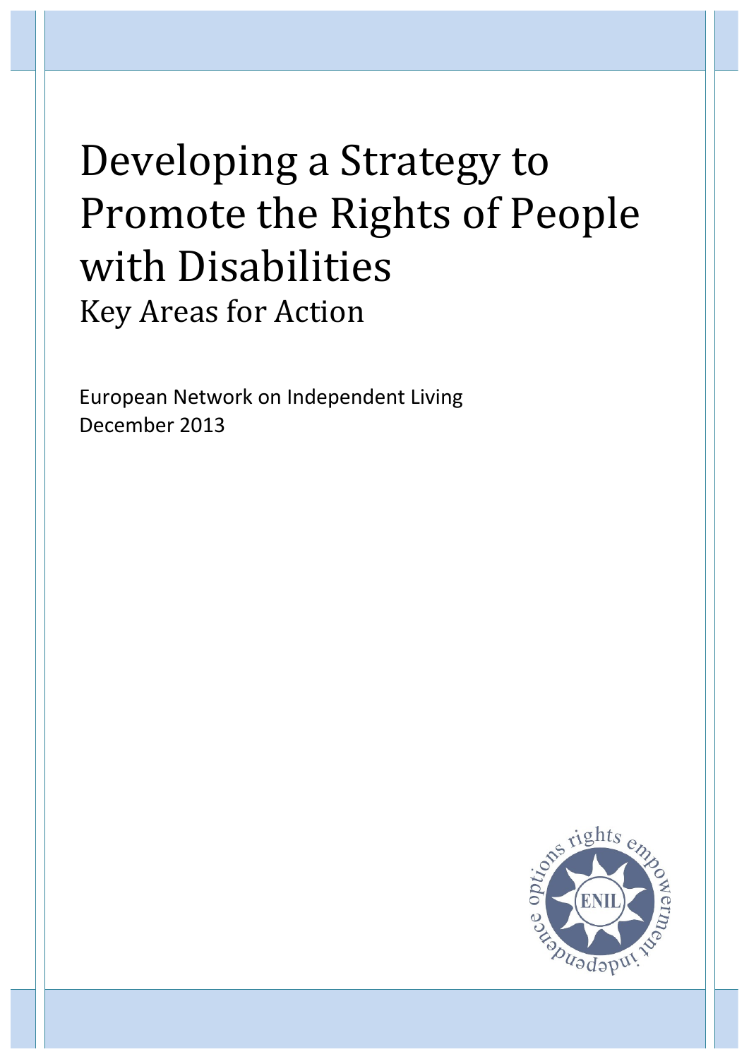# Developing a Strategy to Promote the Rights of People with Disabilities

## Key Areas for Action

European Network on Independent Living
December 2013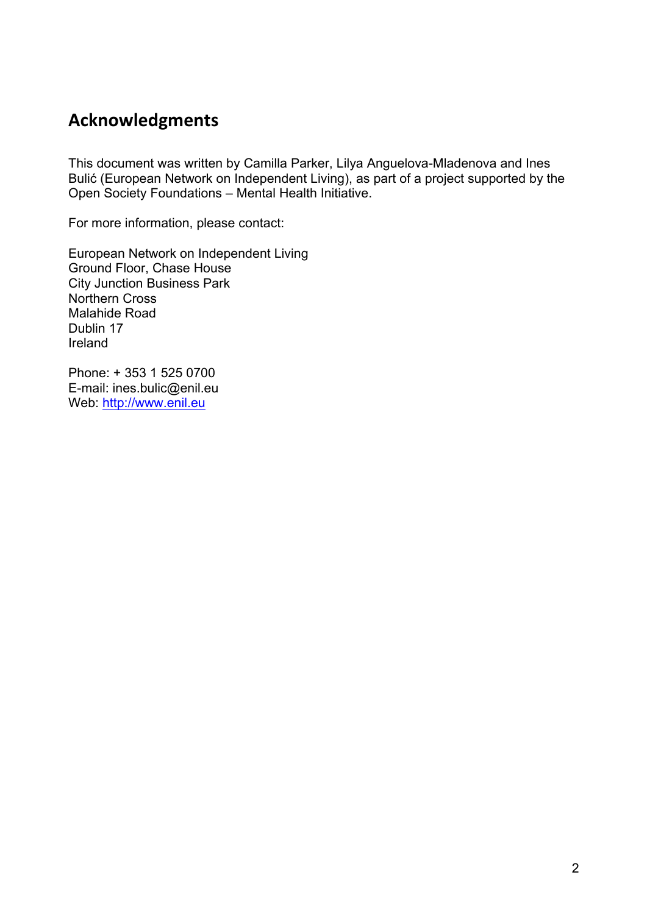## Acknowledgments

This document was written by Camilla Parker, Lilya Anguelova-Mladenova and Ines Bulić (European Network on Independent Living), as part of a project supported by the Open Society Foundations – Mental Health Initiative.

For more information, please contact:

European Network on Independent Living
Ground Floor, Chase House
City Junction Business Park
Northern Cross
Malahide Road
Dublin 17
Ireland

Phone: + 353 1 525 0700
E-mail: ines.bulic@enil.eu
Web: http://www.enil.eu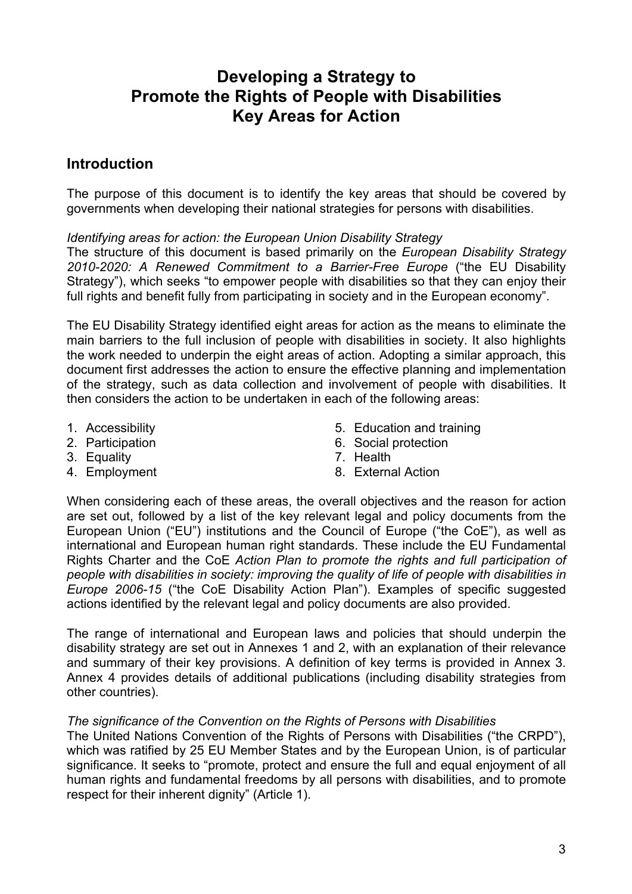# Developing a Strategy to Promote the Rights of People with Disabilities Key Areas for Action

## Introduction

The purpose of this document is to identify the key areas that should be covered by governments when developing their national strategies for persons with disabilities.

*Identifying areas for action: the European Union Disability Strategy*

The structure of this document is based primarily on the *European Disability Strategy 2010-2020: A Renewed Commitment to a Barrier-Free Europe* ("the EU Disability Strategy"), which seeks "to empower people with disabilities so that they can enjoy their full rights and benefit fully from participating in society and in the European economy".

The EU Disability Strategy identified eight areas for action as the means to eliminate the main barriers to the full inclusion of people with disabilities in society. It also highlights the work needed to underpin the eight areas of action. Adopting a similar approach, this document first addresses the action to ensure the effective planning and implementation of the strategy, such as data collection and involvement of people with disabilities. It then considers the action to be undertaken in each of the following areas:

1. Accessibility
2. Participation
3. Equality
4. Employment
5. Education and training
6. Social protection
7. Health
8. External Action

When considering each of these areas, the overall objectives and the reason for action are set out, followed by a list of the key relevant legal and policy documents from the European Union ("EU") institutions and the Council of Europe ("the CoE"), as well as international and European human right standards. These include the EU Fundamental Rights Charter and the CoE *Action Plan to promote the rights and full participation of people with disabilities in society: improving the quality of life of people with disabilities in Europe 2006-15* ("the CoE Disability Action Plan"). Examples of specific suggested actions identified by the relevant legal and policy documents are also provided.

The range of international and European laws and policies that should underpin the disability strategy are set out in Annexes 1 and 2, with an explanation of their relevance and summary of their key provisions. A definition of key terms is provided in Annex 3. Annex 4 provides details of additional publications (including disability strategies from other countries).

*The significance of the Convention on the Rights of Persons with Disabilities*

The United Nations Convention of the Rights of Persons with Disabilities ("the CRPD"), which was ratified by 25 EU Member States and by the European Union, is of particular significance. It seeks to "promote, protect and ensure the full and equal enjoyment of all human rights and fundamental freedoms by all persons with disabilities, and to promote respect for their inherent dignity" (Article 1).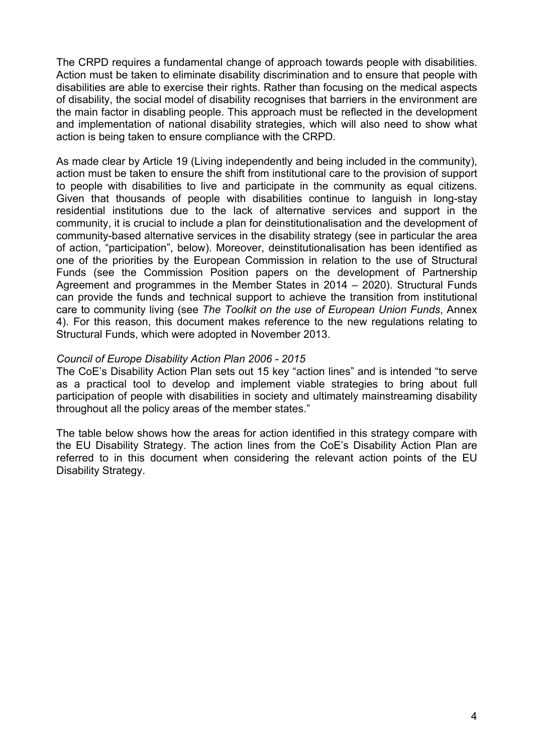The CRPD requires a fundamental change of approach towards people with disabilities. Action must be taken to eliminate disability discrimination and to ensure that people with disabilities are able to exercise their rights. Rather than focusing on the medical aspects of disability, the social model of disability recognises that barriers in the environment are the main factor in disabling people. This approach must be reflected in the development and implementation of national disability strategies, which will also need to show what action is being taken to ensure compliance with the CRPD.

As made clear by Article 19 (Living independently and being included in the community), action must be taken to ensure the shift from institutional care to the provision of support to people with disabilities to live and participate in the community as equal citizens. Given that thousands of people with disabilities continue to languish in long-stay residential institutions due to the lack of alternative services and support in the community, it is crucial to include a plan for deinstitutionalisation and the development of community-based alternative services in the disability strategy (see in particular the area of action, "participation", below). Moreover, deinstitutionalisation has been identified as one of the priorities by the European Commission in relation to the use of Structural Funds (see the Commission Position papers on the development of Partnership Agreement and programmes in the Member States in 2014 – 2020). Structural Funds can provide the funds and technical support to achieve the transition from institutional care to community living (see *The Toolkit on the use of European Union Funds*, Annex 4). For this reason, this document makes reference to the new regulations relating to Structural Funds, which were adopted in November 2013.

*Council of Europe Disability Action Plan 2006 - 2015*

The CoE's Disability Action Plan sets out 15 key "action lines" and is intended "to serve as a practical tool to develop and implement viable strategies to bring about full participation of people with disabilities in society and ultimately mainstreaming disability throughout all the policy areas of the member states."

The table below shows how the areas for action identified in this strategy compare with the EU Disability Strategy. The action lines from the CoE's Disability Action Plan are referred to in this document when considering the relevant action points of the EU Disability Strategy.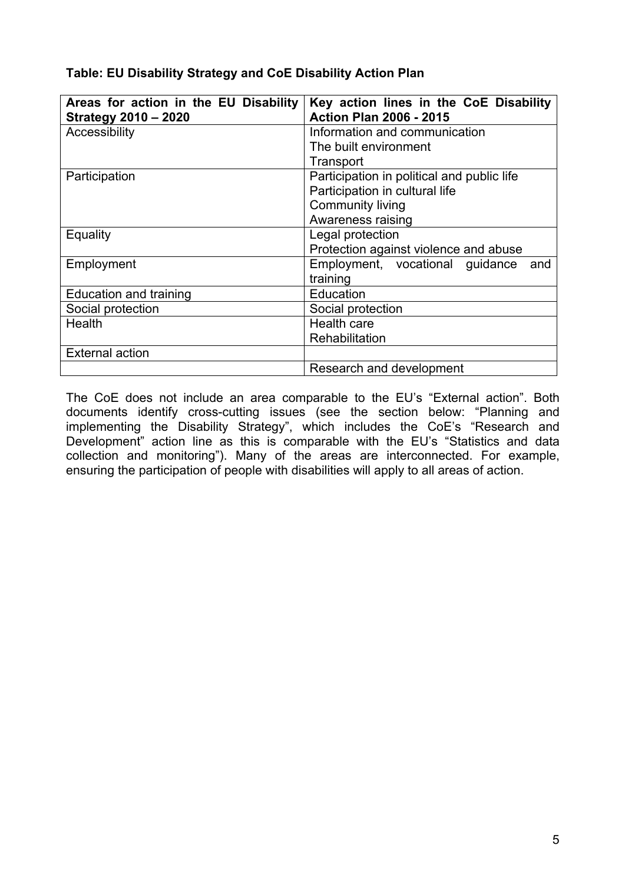**Table: EU Disability Strategy and CoE Disability Action Plan**

| Areas for action in the EU Disability Strategy 2010 – 2020 | Key action lines in the CoE Disability Action Plan 2006 - 2015 |
|---|---|
| Accessibility | Information and communication<br>The built environment<br>Transport |
| Participation | Participation in political and public life<br>Participation in cultural life<br>Community living<br>Awareness raising |
| Equality | Legal protection<br>Protection against violence and abuse |
| Employment | Employment, vocational guidance and training |
| Education and training | Education |
| Social protection | Social protection |
| Health | Health care<br>Rehabilitation |
| External action | |
| | Research and development |

The CoE does not include an area comparable to the EU's "External action". Both documents identify cross-cutting issues (see the section below: "Planning and implementing the Disability Strategy", which includes the CoE's "Research and Development" action line as this is comparable with the EU's "Statistics and data collection and monitoring"). Many of the areas are interconnected. For example, ensuring the participation of people with disabilities will apply to all areas of action.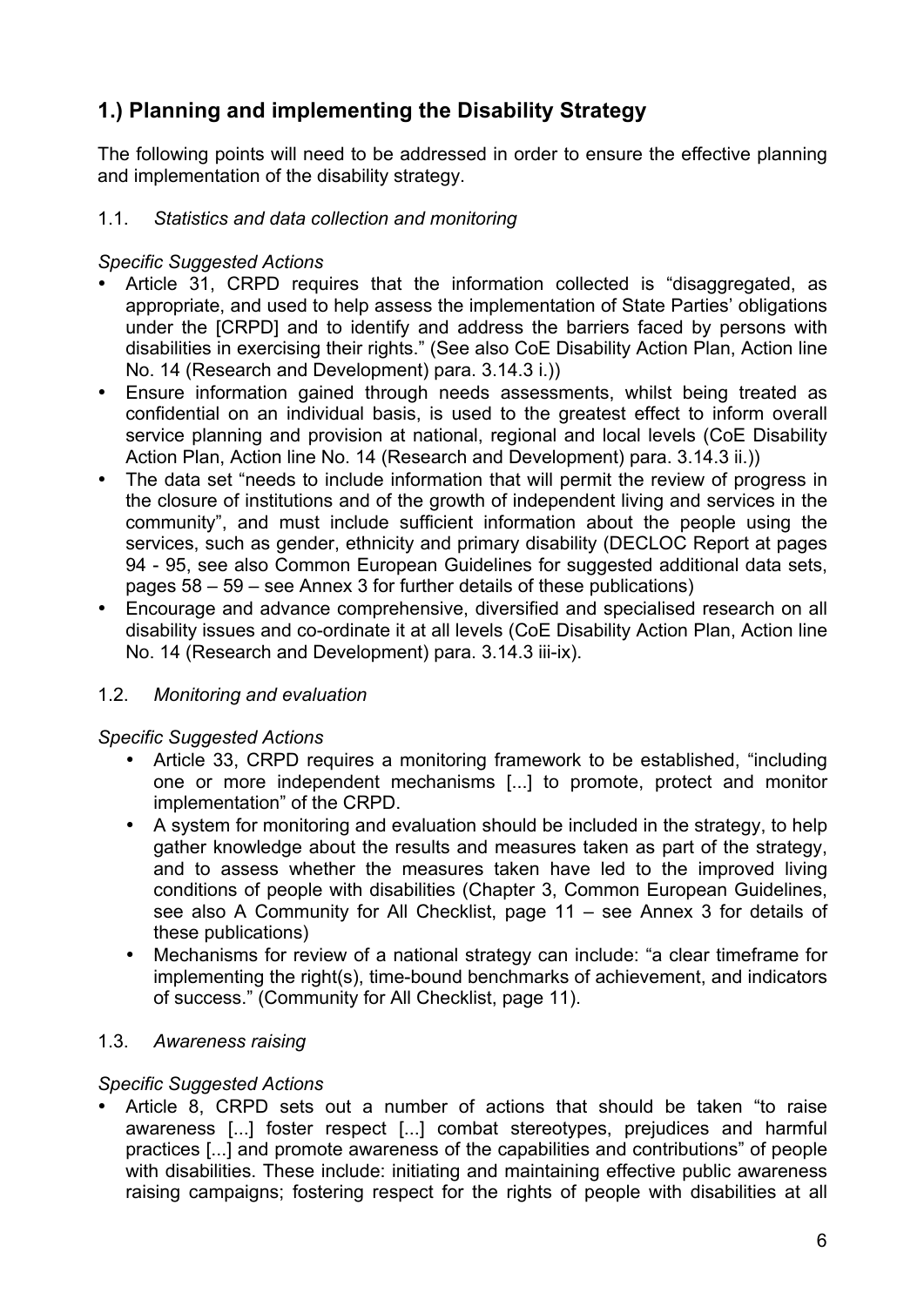## 1.) Planning and implementing the Disability Strategy

The following points will need to be addressed in order to ensure the effective planning and implementation of the disability strategy.

1.1. *Statistics and data collection and monitoring*

*Specific Suggested Actions*

- Article 31, CRPD requires that the information collected is "disaggregated, as appropriate, and used to help assess the implementation of State Parties' obligations under the [CRPD] and to identify and address the barriers faced by persons with disabilities in exercising their rights." (See also CoE Disability Action Plan, Action line No. 14 (Research and Development) para. 3.14.3 i.))
- Ensure information gained through needs assessments, whilst being treated as confidential on an individual basis, is used to the greatest effect to inform overall service planning and provision at national, regional and local levels (CoE Disability Action Plan, Action line No. 14 (Research and Development) para. 3.14.3 ii.))
- The data set "needs to include information that will permit the review of progress in the closure of institutions and of the growth of independent living and services in the community", and must include sufficient information about the people using the services, such as gender, ethnicity and primary disability (DECLOC Report at pages 94 - 95, see also Common European Guidelines for suggested additional data sets, pages 58 – 59 – see Annex 3 for further details of these publications)
- Encourage and advance comprehensive, diversified and specialised research on all disability issues and co-ordinate it at all levels (CoE Disability Action Plan, Action line No. 14 (Research and Development) para. 3.14.3 iii-ix).

1.2. *Monitoring and evaluation*

*Specific Suggested Actions*

- Article 33, CRPD requires a monitoring framework to be established, "including one or more independent mechanisms [...] to promote, protect and monitor implementation" of the CRPD.
- A system for monitoring and evaluation should be included in the strategy, to help gather knowledge about the results and measures taken as part of the strategy, and to assess whether the measures taken have led to the improved living conditions of people with disabilities (Chapter 3, Common European Guidelines, see also A Community for All Checklist, page 11 – see Annex 3 for details of these publications)
- Mechanisms for review of a national strategy can include: "a clear timeframe for implementing the right(s), time-bound benchmarks of achievement, and indicators of success." (Community for All Checklist, page 11).

1.3. *Awareness raising*

*Specific Suggested Actions*

- Article 8, CRPD sets out a number of actions that should be taken "to raise awareness [...] foster respect [...] combat stereotypes, prejudices and harmful practices [...] and promote awareness of the capabilities and contributions" of people with disabilities. These include: initiating and maintaining effective public awareness raising campaigns; fostering respect for the rights of people with disabilities at all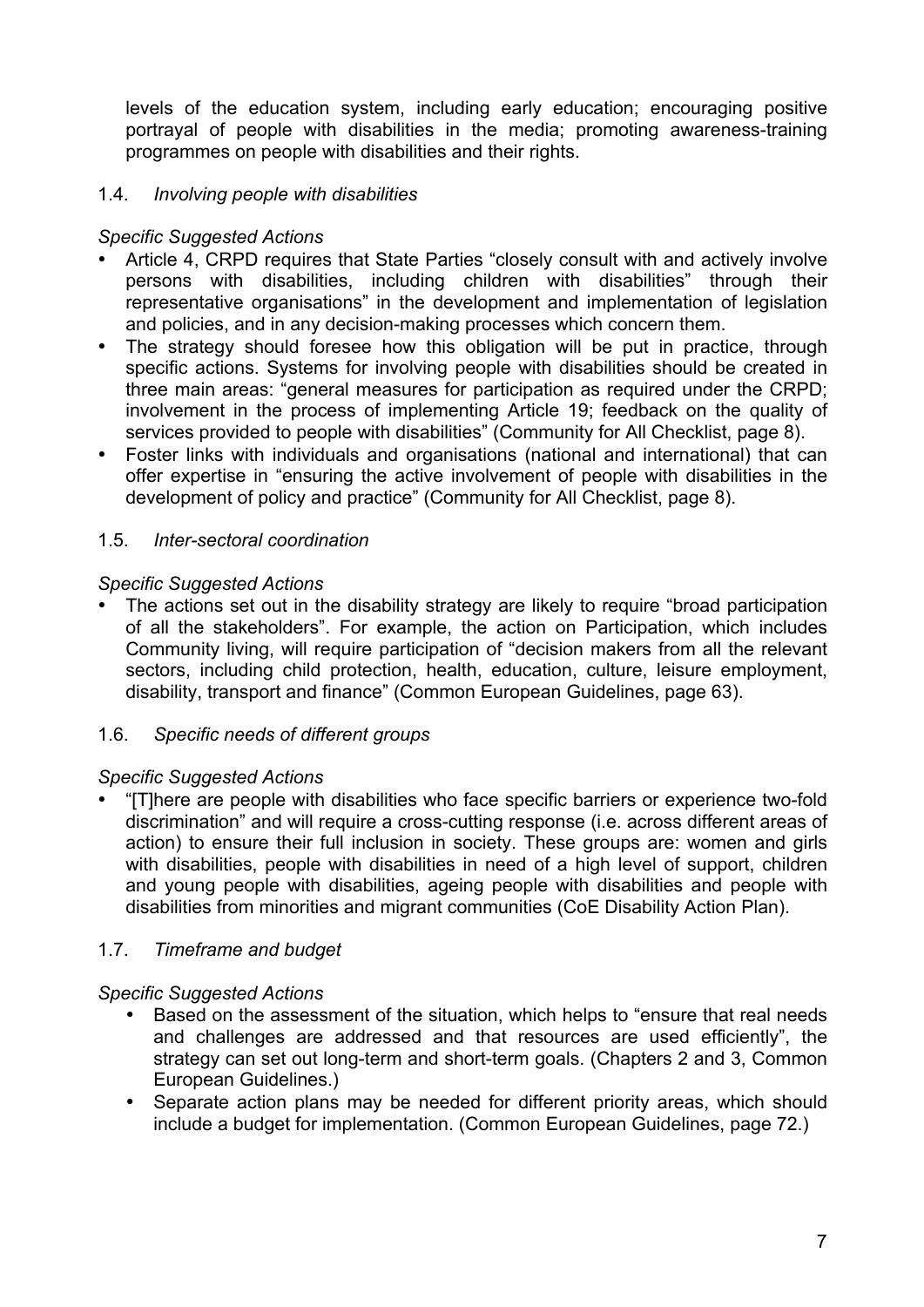levels of the education system, including early education; encouraging positive portrayal of people with disabilities in the media; promoting awareness-training programmes on people with disabilities and their rights.

1.4. *Involving people with disabilities*

*Specific Suggested Actions*

- Article 4, CRPD requires that State Parties "closely consult with and actively involve persons with disabilities, including children with disabilities" through their representative organisations" in the development and implementation of legislation and policies, and in any decision-making processes which concern them.
- The strategy should foresee how this obligation will be put in practice, through specific actions. Systems for involving people with disabilities should be created in three main areas: "general measures for participation as required under the CRPD; involvement in the process of implementing Article 19; feedback on the quality of services provided to people with disabilities" (Community for All Checklist, page 8).
- Foster links with individuals and organisations (national and international) that can offer expertise in "ensuring the active involvement of people with disabilities in the development of policy and practice" (Community for All Checklist, page 8).

1.5. *Inter-sectoral coordination*

*Specific Suggested Actions*

- The actions set out in the disability strategy are likely to require "broad participation of all the stakeholders". For example, the action on Participation, which includes Community living, will require participation of "decision makers from all the relevant sectors, including child protection, health, education, culture, leisure employment, disability, transport and finance" (Common European Guidelines, page 63).

1.6. *Specific needs of different groups*

*Specific Suggested Actions*

- "[T]here are people with disabilities who face specific barriers or experience two-fold discrimination" and will require a cross-cutting response (i.e. across different areas of action) to ensure their full inclusion in society. These groups are: women and girls with disabilities, people with disabilities in need of a high level of support, children and young people with disabilities, ageing people with disabilities and people with disabilities from minorities and migrant communities (CoE Disability Action Plan).

1.7. *Timeframe and budget*

*Specific Suggested Actions*

- Based on the assessment of the situation, which helps to "ensure that real needs and challenges are addressed and that resources are used efficiently", the strategy can set out long-term and short-term goals. (Chapters 2 and 3, Common European Guidelines.)
- Separate action plans may be needed for different priority areas, which should include a budget for implementation. (Common European Guidelines, page 72.)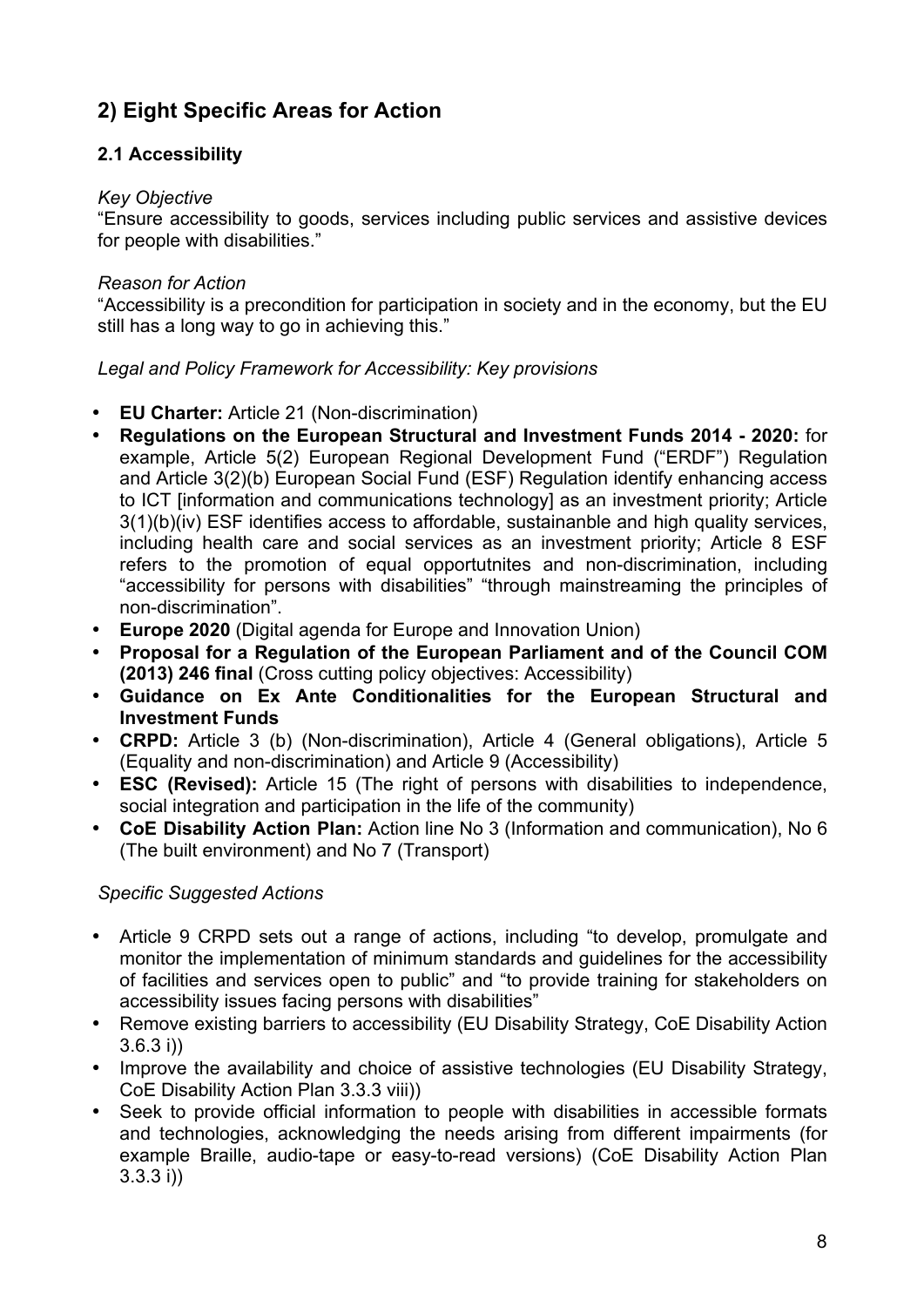## 2) Eight Specific Areas for Action

### 2.1 Accessibility

*Key Objective*
"Ensure accessibility to goods, services including public services and assistive devices for people with disabilities."

*Reason for Action*
"Accessibility is a precondition for participation in society and in the economy, but the EU still has a long way to go in achieving this."

*Legal and Policy Framework for Accessibility: Key provisions*

- **EU Charter:** Article 21 (Non-discrimination)
- **Regulations on the European Structural and Investment Funds 2014 - 2020:** for example, Article 5(2) European Regional Development Fund ("ERDF") Regulation and Article 3(2)(b) European Social Fund (ESF) Regulation identify enhancing access to ICT [information and communications technology] as an investment priority; Article 3(1)(b)(iv) ESF identifies access to affordable, sustainanble and high quality services, including health care and social services as an investment priority; Article 8 ESF refers to the promotion of equal opportutnites and non-discrimination, including "accessibility for persons with disabilities" "through mainstreaming the principles of non-discrimination".
- **Europe 2020** (Digital agenda for Europe and Innovation Union)
- **Proposal for a Regulation of the European Parliament and of the Council COM (2013) 246 final** (Cross cutting policy objectives: Accessibility)
- **Guidance on Ex Ante Conditionalities for the European Structural and Investment Funds**
- **CRPD:** Article 3 (b) (Non-discrimination), Article 4 (General obligations), Article 5 (Equality and non-discrimination) and Article 9 (Accessibility)
- **ESC (Revised):** Article 15 (The right of persons with disabilities to independence, social integration and participation in the life of the community)
- **CoE Disability Action Plan:** Action line No 3 (Information and communication), No 6 (The built environment) and No 7 (Transport)

*Specific Suggested Actions*

- Article 9 CRPD sets out a range of actions, including "to develop, promulgate and monitor the implementation of minimum standards and guidelines for the accessibility of facilities and services open to public" and "to provide training for stakeholders on accessibility issues facing persons with disabilities"
- Remove existing barriers to accessibility (EU Disability Strategy, CoE Disability Action 3.6.3 i))
- Improve the availability and choice of assistive technologies (EU Disability Strategy, CoE Disability Action Plan 3.3.3 viii))
- Seek to provide official information to people with disabilities in accessible formats and technologies, acknowledging the needs arising from different impairments (for example Braille, audio-tape or easy-to-read versions) (CoE Disability Action Plan 3.3.3 i))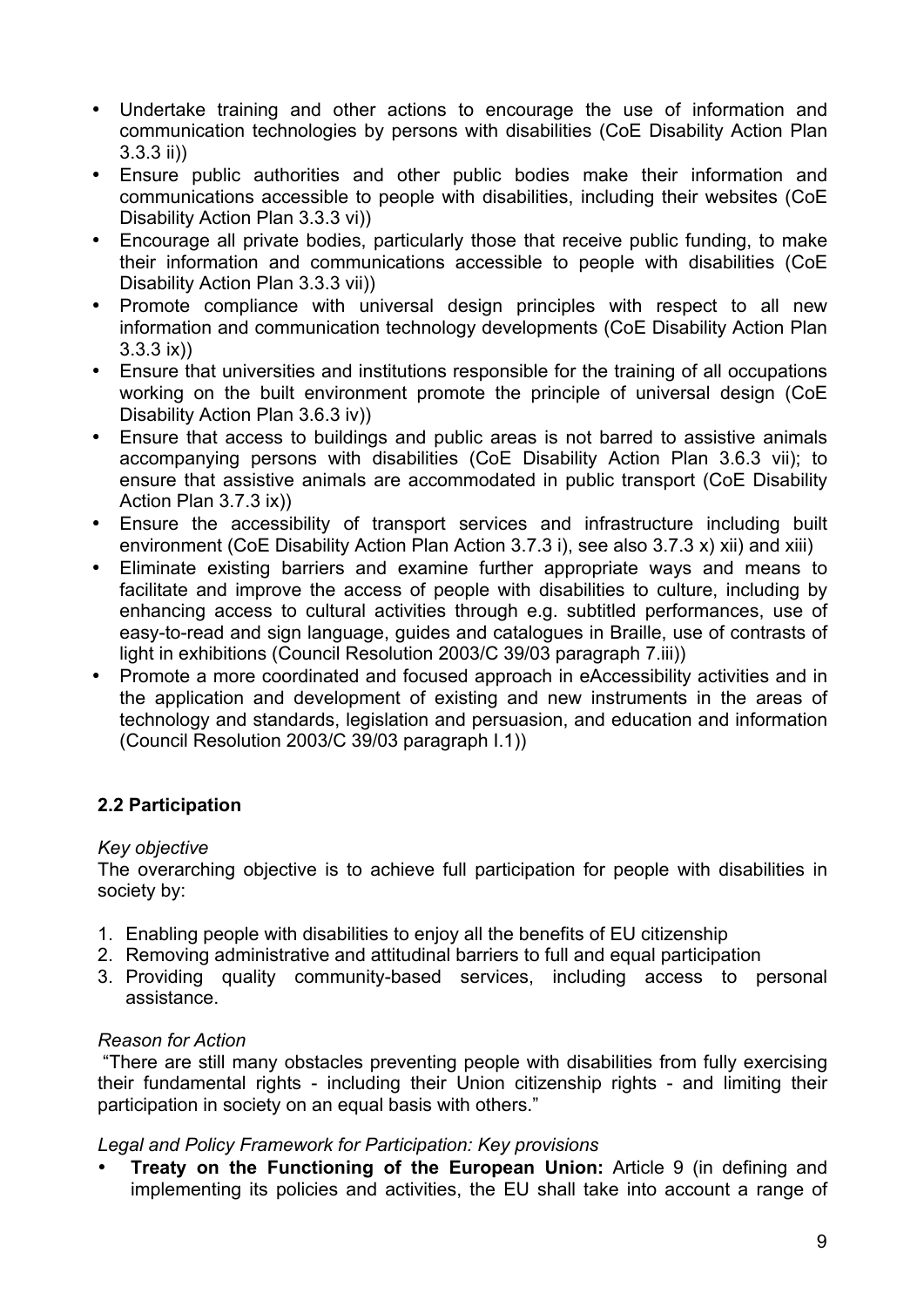- Undertake training and other actions to encourage the use of information and communication technologies by persons with disabilities (CoE Disability Action Plan 3.3.3 ii))
- Ensure public authorities and other public bodies make their information and communications accessible to people with disabilities, including their websites (CoE Disability Action Plan 3.3.3 vi))
- Encourage all private bodies, particularly those that receive public funding, to make their information and communications accessible to people with disabilities (CoE Disability Action Plan 3.3.3 vii))
- Promote compliance with universal design principles with respect to all new information and communication technology developments (CoE Disability Action Plan 3.3.3 ix))
- Ensure that universities and institutions responsible for the training of all occupations working on the built environment promote the principle of universal design (CoE Disability Action Plan 3.6.3 iv))
- Ensure that access to buildings and public areas is not barred to assistive animals accompanying persons with disabilities (CoE Disability Action Plan 3.6.3 vii); to ensure that assistive animals are accommodated in public transport (CoE Disability Action Plan 3.7.3 ix))
- Ensure the accessibility of transport services and infrastructure including built environment (CoE Disability Action Plan Action 3.7.3 i), see also 3.7.3 x) xii) and xiii)
- Eliminate existing barriers and examine further appropriate ways and means to facilitate and improve the access of people with disabilities to culture, including by enhancing access to cultural activities through e.g. subtitled performances, use of easy-to-read and sign language, guides and catalogues in Braille, use of contrasts of light in exhibitions (Council Resolution 2003/C 39/03 paragraph 7.iii))
- Promote a more coordinated and focused approach in eAccessibility activities and in the application and development of existing and new instruments in the areas of technology and standards, legislation and persuasion, and education and information (Council Resolution 2003/C 39/03 paragraph I.1))

### 2.2 Participation

*Key objective*

The overarching objective is to achieve full participation for people with disabilities in society by:

1. Enabling people with disabilities to enjoy all the benefits of EU citizenship
2. Removing administrative and attitudinal barriers to full and equal participation
3. Providing quality community-based services, including access to personal assistance.

*Reason for Action*

"There are still many obstacles preventing people with disabilities from fully exercising their fundamental rights - including their Union citizenship rights - and limiting their participation in society on an equal basis with others."

*Legal and Policy Framework for Participation: Key provisions*

- **Treaty on the Functioning of the European Union:** Article 9 (in defining and implementing its policies and activities, the EU shall take into account a range of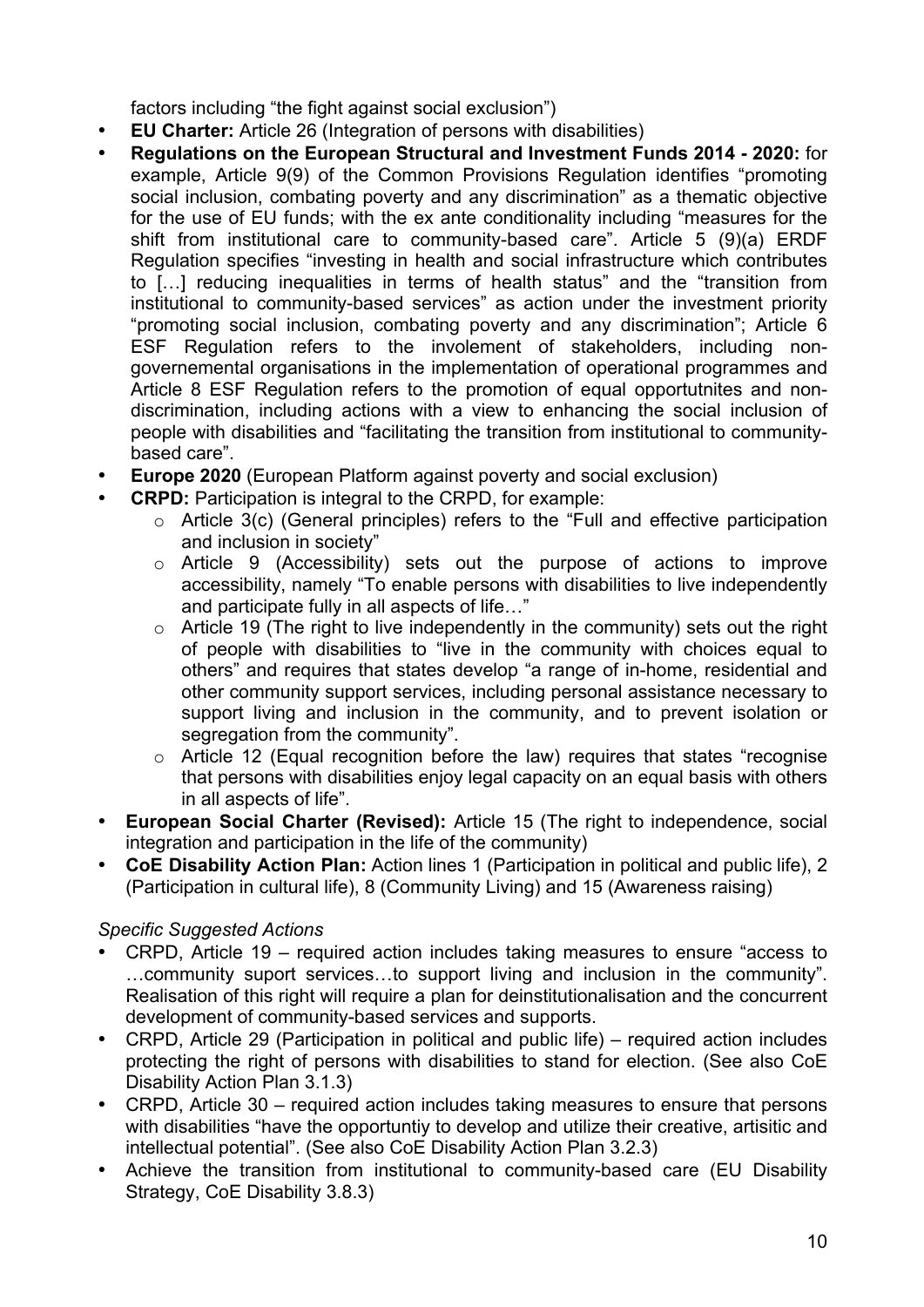factors including "the fight against social exclusion")

- **EU Charter:** Article 26 (Integration of persons with disabilities)
- **Regulations on the European Structural and Investment Funds 2014 - 2020:** for example, Article 9(9) of the Common Provisions Regulation identifies "promoting social inclusion, combating poverty and any discrimination" as a thematic objective for the use of EU funds; with the ex ante conditionality including "measures for the shift from institutional care to community-based care". Article 5 (9)(a) ERDF Regulation specifies "investing in health and social infrastructure which contributes to […] reducing inequalities in terms of health status" and the "transition from institutional to community-based services" as action under the investment priority "promoting social inclusion, combating poverty and any discrimination"; Article 6 ESF Regulation refers to the involement of stakeholders, including non-governemental organisations in the implementation of operational programmes and Article 8 ESF Regulation refers to the promotion of equal opportutnites and non-discrimination, including actions with a view to enhancing the social inclusion of people with disabilities and "facilitating the transition from institutional to community-based care".
- **Europe 2020** (European Platform against poverty and social exclusion)
- **CRPD:** Participation is integral to the CRPD, for example:
  - Article 3(c) (General principles) refers to the "Full and effective participation and inclusion in society"
  - Article 9 (Accessibility) sets out the purpose of actions to improve accessibility, namely "To enable persons with disabilities to live independently and participate fully in all aspects of life…"
  - Article 19 (The right to live independently in the community) sets out the right of people with disabilities to "live in the community with choices equal to others" and requires that states develop "a range of in-home, residential and other community support services, including personal assistance necessary to support living and inclusion in the community, and to prevent isolation or segregation from the community".
  - Article 12 (Equal recognition before the law) requires that states "recognise that persons with disabilities enjoy legal capacity on an equal basis with others in all aspects of life".
- **European Social Charter (Revised):** Article 15 (The right to independence, social integration and participation in the life of the community)
- **CoE Disability Action Plan:** Action lines 1 (Participation in political and public life), 2 (Participation in cultural life), 8 (Community Living) and 15 (Awareness raising)

*Specific Suggested Actions*

- CRPD, Article 19 – required action includes taking measures to ensure "access to …community suport services…to support living and inclusion in the community". Realisation of this right will require a plan for deinstitutionalisation and the concurrent development of community-based services and supports.
- CRPD, Article 29 (Participation in political and public life) – required action includes protecting the right of persons with disabilities to stand for election. (See also CoE Disability Action Plan 3.1.3)
- CRPD, Article 30 – required action includes taking measures to ensure that persons with disabilities "have the opportuntiy to develop and utilize their creative, artisitic and intellectual potential". (See also CoE Disability Action Plan 3.2.3)
- Achieve the transition from institutional to community-based care (EU Disability Strategy, CoE Disability 3.8.3)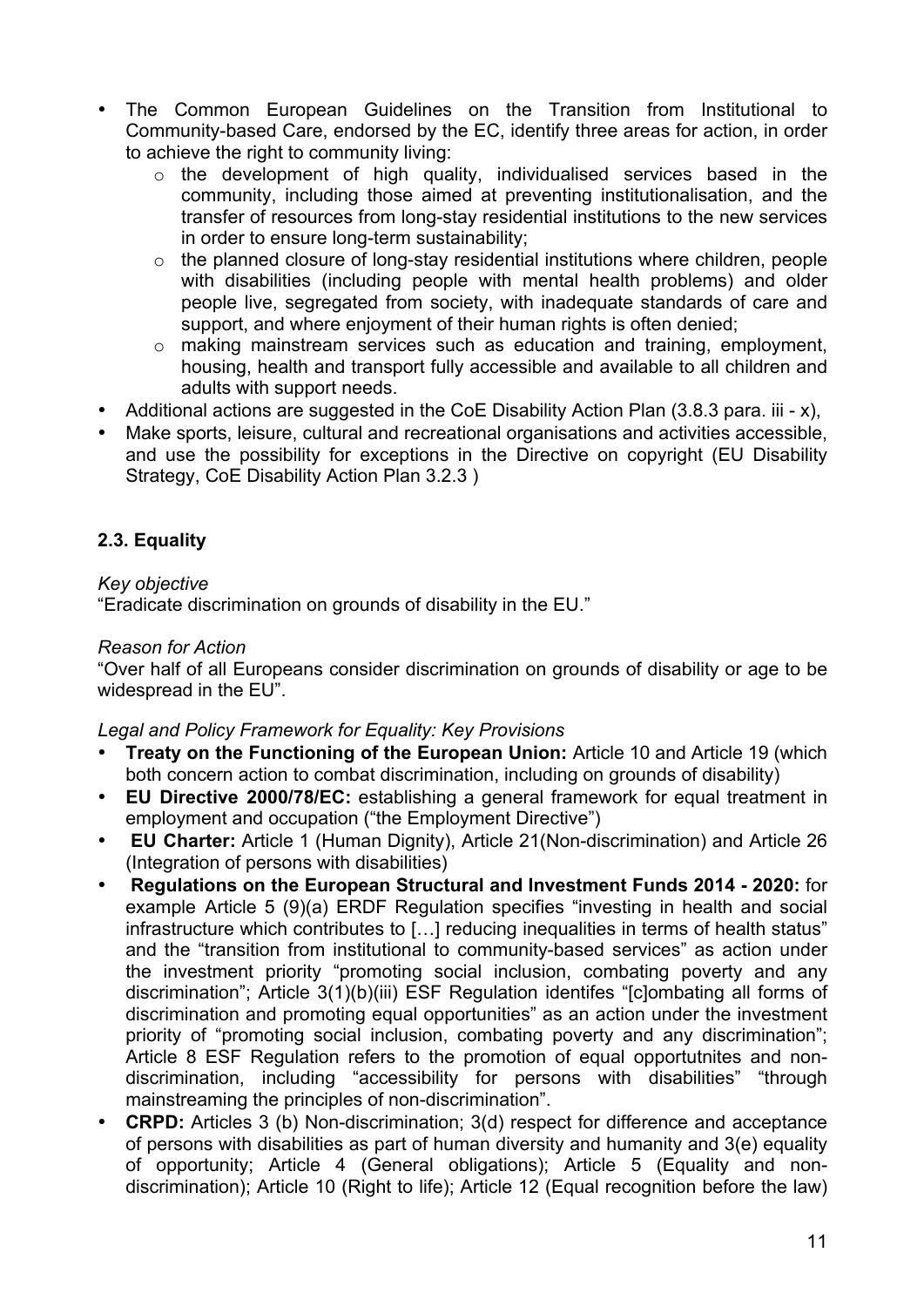- The Common European Guidelines on the Transition from Institutional to Community-based Care, endorsed by the EC, identify three areas for action, in order to achieve the right to community living:
  - the development of high quality, individualised services based in the community, including those aimed at preventing institutionalisation, and the transfer of resources from long-stay residential institutions to the new services in order to ensure long-term sustainability;
  - the planned closure of long-stay residential institutions where children, people with disabilities (including people with mental health problems) and older people live, segregated from society, with inadequate standards of care and support, and where enjoyment of their human rights is often denied;
  - making mainstream services such as education and training, employment, housing, health and transport fully accessible and available to all children and adults with support needs.
- Additional actions are suggested in the CoE Disability Action Plan (3.8.3 para. iii - x),
- Make sports, leisure, cultural and recreational organisations and activities accessible, and use the possibility for exceptions in the Directive on copyright (EU Disability Strategy, CoE Disability Action Plan 3.2.3 )

### 2.3. Equality

*Key objective*

"Eradicate discrimination on grounds of disability in the EU."

*Reason for Action*

"Over half of all Europeans consider discrimination on grounds of disability or age to be widespread in the EU".

*Legal and Policy Framework for Equality: Key Provisions*

- **Treaty on the Functioning of the European Union:** Article 10 and Article 19 (which both concern action to combat discrimination, including on grounds of disability)
- **EU Directive 2000/78/EC:** establishing a general framework for equal treatment in employment and occupation ("the Employment Directive")
- **EU Charter:** Article 1 (Human Dignity), Article 21(Non-discrimination) and Article 26 (Integration of persons with disabilities)
- **Regulations on the European Structural and Investment Funds 2014 - 2020:** for example Article 5 (9)(a) ERDF Regulation specifies "investing in health and social infrastructure which contributes to […] reducing inequalities in terms of health status" and the "transition from institutional to community-based services" as action under the investment priority "promoting social inclusion, combating poverty and any discrimination"; Article 3(1)(b)(iii) ESF Regulation identifes "[c]ombating all forms of discrimination and promoting equal opportunities" as an action under the investment priority of "promoting social inclusion, combating poverty and any discrimination"; Article 8 ESF Regulation refers to the promotion of equal opportutnites and non-discrimination, including "accessibility for persons with disabilities" "through mainstreaming the principles of non-discrimination".
- **CRPD:** Articles 3 (b) Non-discrimination; 3(d) respect for difference and acceptance of persons with disabilities as part of human diversity and humanity and 3(e) equality of opportunity; Article 4 (General obligations); Article 5 (Equality and non-discrimination); Article 10 (Right to life); Article 12 (Equal recognition before the law)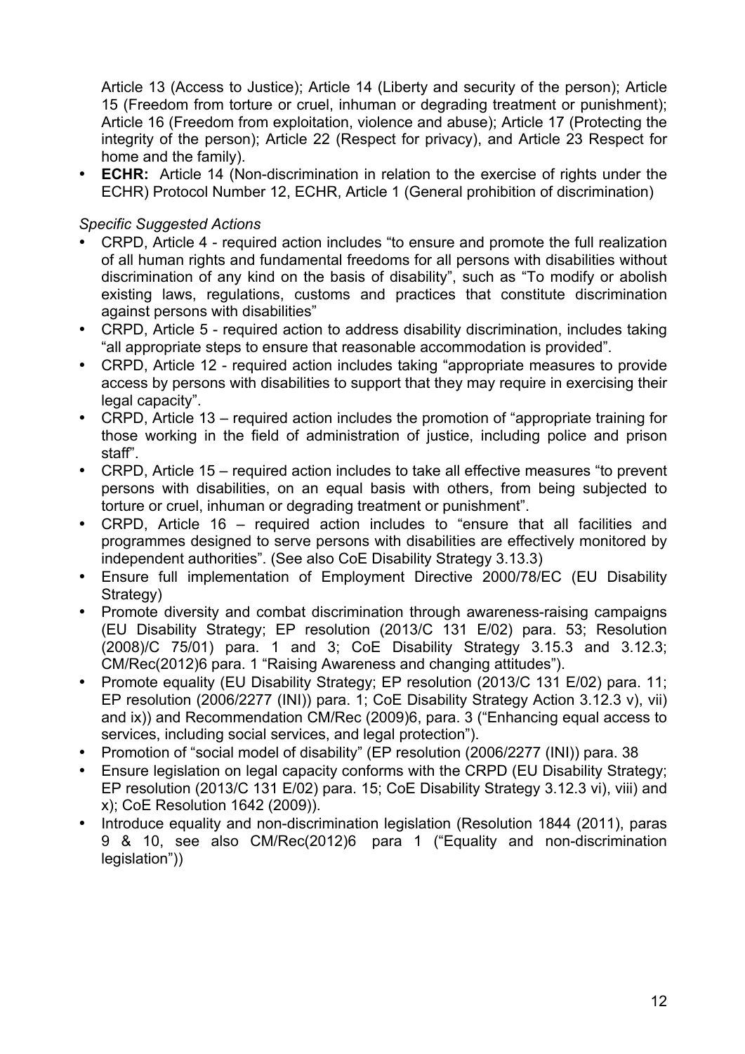Article 13 (Access to Justice); Article 14 (Liberty and security of the person); Article 15 (Freedom from torture or cruel, inhuman or degrading treatment or punishment); Article 16 (Freedom from exploitation, violence and abuse); Article 17 (Protecting the integrity of the person); Article 22 (Respect for privacy), and Article 23 Respect for home and the family).

- **ECHR:** Article 14 (Non-discrimination in relation to the exercise of rights under the ECHR) Protocol Number 12, ECHR, Article 1 (General prohibition of discrimination)

*Specific Suggested Actions*

- CRPD, Article 4 - required action includes "to ensure and promote the full realization of all human rights and fundamental freedoms for all persons with disabilities without discrimination of any kind on the basis of disability", such as "To modify or abolish existing laws, regulations, customs and practices that constitute discrimination against persons with disabilities"
- CRPD, Article 5 - required action to address disability discrimination, includes taking "all appropriate steps to ensure that reasonable accommodation is provided".
- CRPD, Article 12 - required action includes taking "appropriate measures to provide access by persons with disabilities to support that they may require in exercising their legal capacity".
- CRPD, Article 13 – required action includes the promotion of "appropriate training for those working in the field of administration of justice, including police and prison staff".
- CRPD, Article 15 – required action includes to take all effective measures "to prevent persons with disabilities, on an equal basis with others, from being subjected to torture or cruel, inhuman or degrading treatment or punishment".
- CRPD, Article 16 – required action includes to "ensure that all facilities and programmes designed to serve persons with disabilities are effectively monitored by independent authorities". (See also CoE Disability Strategy 3.13.3)
- Ensure full implementation of Employment Directive 2000/78/EC (EU Disability Strategy)
- Promote diversity and combat discrimination through awareness-raising campaigns (EU Disability Strategy; EP resolution (2013/C 131 E/02) para. 53; Resolution (2008)/C 75/01) para. 1 and 3; CoE Disability Strategy 3.15.3 and 3.12.3; CM/Rec(2012)6 para. 1 "Raising Awareness and changing attitudes").
- Promote equality (EU Disability Strategy; EP resolution (2013/C 131 E/02) para. 11; EP resolution (2006/2277 (INI)) para. 1; CoE Disability Strategy Action 3.12.3 v), vii) and ix)) and Recommendation CM/Rec (2009)6, para. 3 ("Enhancing equal access to services, including social services, and legal protection").
- Promotion of "social model of disability" (EP resolution (2006/2277 (INI)) para. 38
- Ensure legislation on legal capacity conforms with the CRPD (EU Disability Strategy; EP resolution (2013/C 131 E/02) para. 15; CoE Disability Strategy 3.12.3 vi), viii) and x); CoE Resolution 1642 (2009)).
- Introduce equality and non-discrimination legislation (Resolution 1844 (2011), paras 9 & 10, see also CM/Rec(2012)6 para 1 ("Equality and non-discrimination legislation"))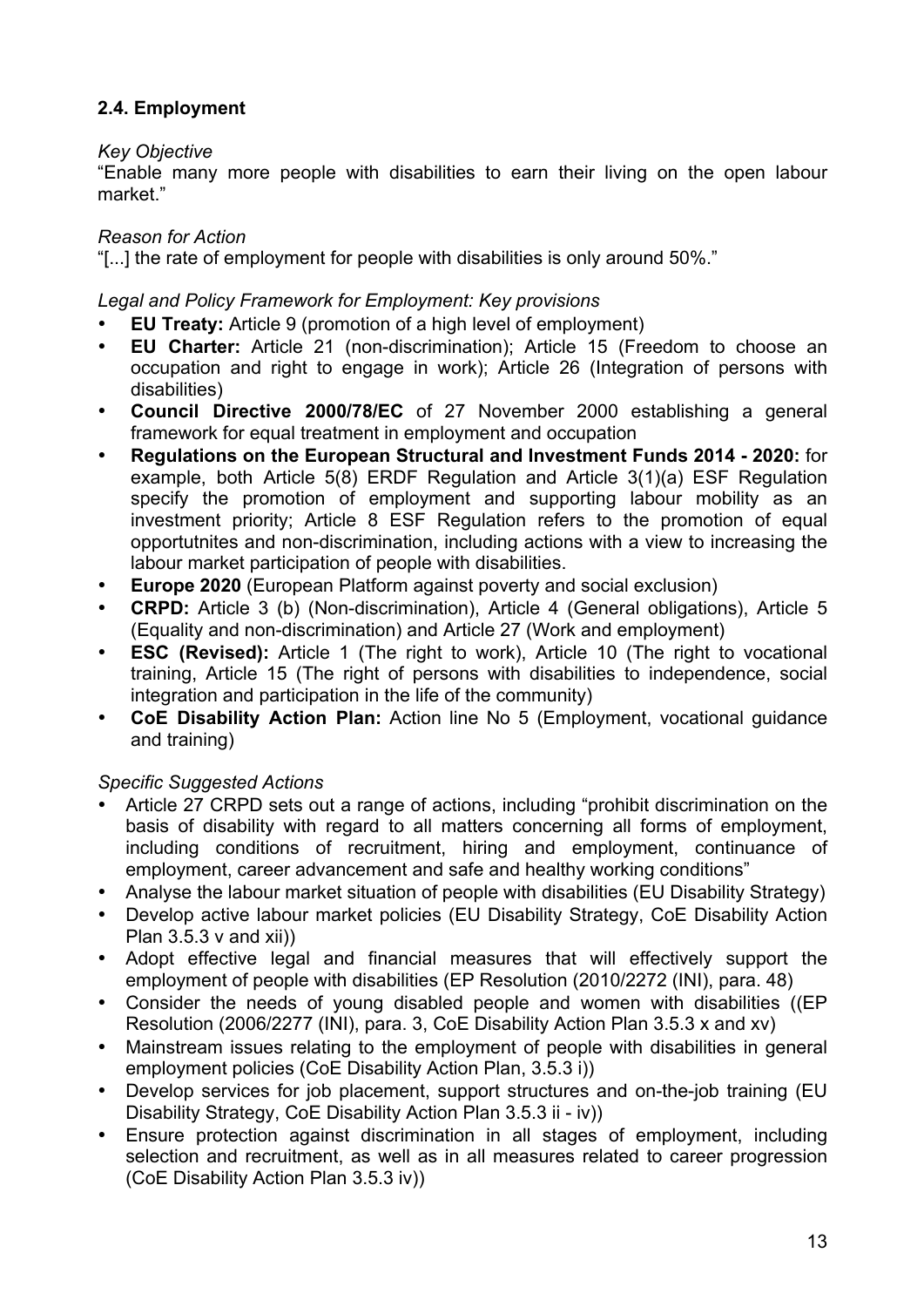### 2.4. Employment

*Key Objective*

"Enable many more people with disabilities to earn their living on the open labour market."

*Reason for Action*

"[...] the rate of employment for people with disabilities is only around 50%."

*Legal and Policy Framework for Employment: Key provisions*

- **EU Treaty:** Article 9 (promotion of a high level of employment)
- **EU Charter:** Article 21 (non-discrimination); Article 15 (Freedom to choose an occupation and right to engage in work); Article 26 (Integration of persons with disabilities)
- **Council Directive 2000/78/EC** of 27 November 2000 establishing a general framework for equal treatment in employment and occupation
- **Regulations on the European Structural and Investment Funds 2014 - 2020:** for example, both Article 5(8) ERDF Regulation and Article 3(1)(a) ESF Regulation specify the promotion of employment and supporting labour mobility as an investment priority; Article 8 ESF Regulation refers to the promotion of equal opportutnites and non-discrimination, including actions with a view to increasing the labour market participation of people with disabilities.
- **Europe 2020** (European Platform against poverty and social exclusion)
- **CRPD:** Article 3 (b) (Non-discrimination), Article 4 (General obligations), Article 5 (Equality and non-discrimination) and Article 27 (Work and employment)
- **ESC (Revised):** Article 1 (The right to work), Article 10 (The right to vocational training, Article 15 (The right of persons with disabilities to independence, social integration and participation in the life of the community)
- **CoE Disability Action Plan:** Action line No 5 (Employment, vocational guidance and training)

*Specific Suggested Actions*

- Article 27 CRPD sets out a range of actions, including "prohibit discrimination on the basis of disability with regard to all matters concerning all forms of employment, including conditions of recruitment, hiring and employment, continuance of employment, career advancement and safe and healthy working conditions"
- Analyse the labour market situation of people with disabilities (EU Disability Strategy)
- Develop active labour market policies (EU Disability Strategy, CoE Disability Action Plan 3.5.3 v and xii))
- Adopt effective legal and financial measures that will effectively support the employment of people with disabilities (EP Resolution (2010/2272 (INI), para. 48)
- Consider the needs of young disabled people and women with disabilities ((EP Resolution (2006/2277 (INI), para. 3, CoE Disability Action Plan 3.5.3 x and xv)
- Mainstream issues relating to the employment of people with disabilities in general employment policies (CoE Disability Action Plan, 3.5.3 i))
- Develop services for job placement, support structures and on-the-job training (EU Disability Strategy, CoE Disability Action Plan 3.5.3 ii - iv))
- Ensure protection against discrimination in all stages of employment, including selection and recruitment, as well as in all measures related to career progression (CoE Disability Action Plan 3.5.3 iv))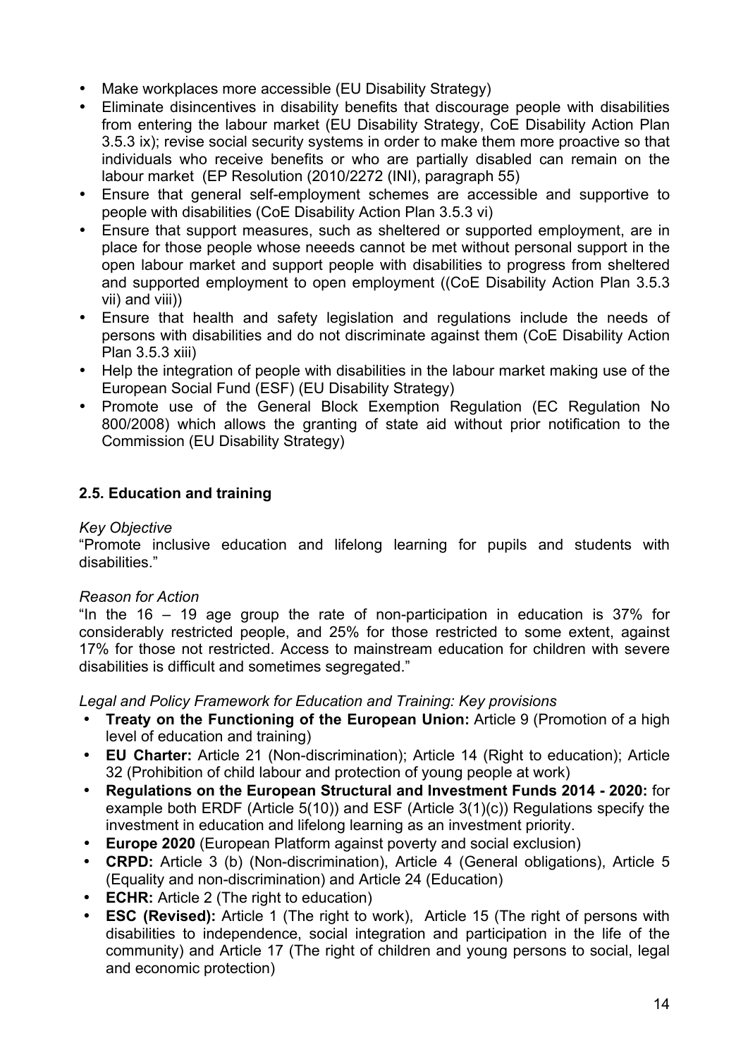- Make workplaces more accessible (EU Disability Strategy)
- Eliminate disincentives in disability benefits that discourage people with disabilities from entering the labour market (EU Disability Strategy, CoE Disability Action Plan 3.5.3 ix); revise social security systems in order to make them more proactive so that individuals who receive benefits or who are partially disabled can remain on the labour market (EP Resolution (2010/2272 (INI), paragraph 55)
- Ensure that general self-employment schemes are accessible and supportive to people with disabilities (CoE Disability Action Plan 3.5.3 vi)
- Ensure that support measures, such as sheltered or supported employment, are in place for those people whose neeeds cannot be met without personal support in the open labour market and support people with disabilities to progress from sheltered and supported employment to open employment ((CoE Disability Action Plan 3.5.3 vii) and viii))
- Ensure that health and safety legislation and regulations include the needs of persons with disabilities and do not discriminate against them (CoE Disability Action Plan 3.5.3 xiii)
- Help the integration of people with disabilities in the labour market making use of the European Social Fund (ESF) (EU Disability Strategy)
- Promote use of the General Block Exemption Regulation (EC Regulation No 800/2008) which allows the granting of state aid without prior notification to the Commission (EU Disability Strategy)

### 2.5. Education and training

*Key Objective*

"Promote inclusive education and lifelong learning for pupils and students with disabilities."

*Reason for Action*

"In the 16 – 19 age group the rate of non-participation in education is 37% for considerably restricted people, and 25% for those restricted to some extent, against 17% for those not restricted. Access to mainstream education for children with severe disabilities is difficult and sometimes segregated."

*Legal and Policy Framework for Education and Training: Key provisions*

- **Treaty on the Functioning of the European Union:** Article 9 (Promotion of a high level of education and training)
- **EU Charter:** Article 21 (Non-discrimination); Article 14 (Right to education); Article 32 (Prohibition of child labour and protection of young people at work)
- **Regulations on the European Structural and Investment Funds 2014 - 2020:** for example both ERDF (Article 5(10)) and ESF (Article 3(1)(c)) Regulations specify the investment in education and lifelong learning as an investment priority.
- **Europe 2020** (European Platform against poverty and social exclusion)
- **CRPD:** Article 3 (b) (Non-discrimination), Article 4 (General obligations), Article 5 (Equality and non-discrimination) and Article 24 (Education)
- **ECHR:** Article 2 (The right to education)
- **ESC (Revised):** Article 1 (The right to work), Article 15 (The right of persons with disabilities to independence, social integration and participation in the life of the community) and Article 17 (The right of children and young persons to social, legal and economic protection)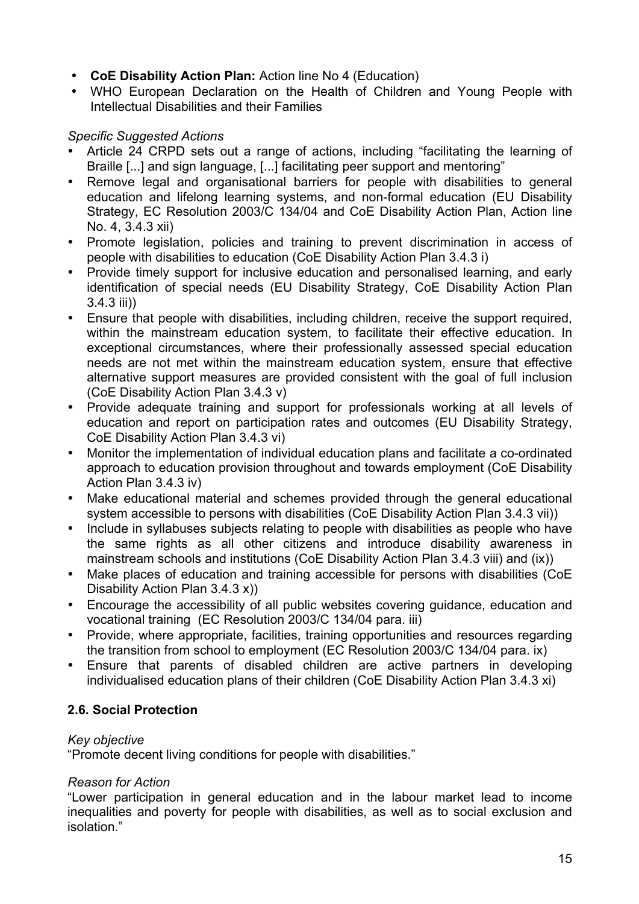- **CoE Disability Action Plan:** Action line No 4 (Education)
- WHO European Declaration on the Health of Children and Young People with Intellectual Disabilities and their Families

*Specific Suggested Actions*

- Article 24 CRPD sets out a range of actions, including "facilitating the learning of Braille [...] and sign language, [...] facilitating peer support and mentoring"
- Remove legal and organisational barriers for people with disabilities to general education and lifelong learning systems, and non-formal education (EU Disability Strategy, EC Resolution 2003/C 134/04 and CoE Disability Action Plan, Action line No. 4, 3.4.3 xii)
- Promote legislation, policies and training to prevent discrimination in access of people with disabilities to education (CoE Disability Action Plan 3.4.3 i)
- Provide timely support for inclusive education and personalised learning, and early identification of special needs (EU Disability Strategy, CoE Disability Action Plan 3.4.3 iii))
- Ensure that people with disabilities, including children, receive the support required, within the mainstream education system, to facilitate their effective education. In exceptional circumstances, where their professionally assessed special education needs are not met within the mainstream education system, ensure that effective alternative support measures are provided consistent with the goal of full inclusion (CoE Disability Action Plan 3.4.3 v)
- Provide adequate training and support for professionals working at all levels of education and report on participation rates and outcomes (EU Disability Strategy, CoE Disability Action Plan 3.4.3 vi)
- Monitor the implementation of individual education plans and facilitate a co-ordinated approach to education provision throughout and towards employment (CoE Disability Action Plan 3.4.3 iv)
- Make educational material and schemes provided through the general educational system accessible to persons with disabilities (CoE Disability Action Plan 3.4.3 vii))
- Include in syllabuses subjects relating to people with disabilities as people who have the same rights as all other citizens and introduce disability awareness in mainstream schools and institutions (CoE Disability Action Plan 3.4.3 viii) and (ix))
- Make places of education and training accessible for persons with disabilities (CoE Disability Action Plan 3.4.3 x))
- Encourage the accessibility of all public websites covering guidance, education and vocational training (EC Resolution 2003/C 134/04 para. iii)
- Provide, where appropriate, facilities, training opportunities and resources regarding the transition from school to employment (EC Resolution 2003/C 134/04 para. ix)
- Ensure that parents of disabled children are active partners in developing individualised education plans of their children (CoE Disability Action Plan 3.4.3 xi)

### 2.6. Social Protection

*Key objective*

"Promote decent living conditions for people with disabilities."

*Reason for Action*

"Lower participation in general education and in the labour market lead to income inequalities and poverty for people with disabilities, as well as to social exclusion and isolation."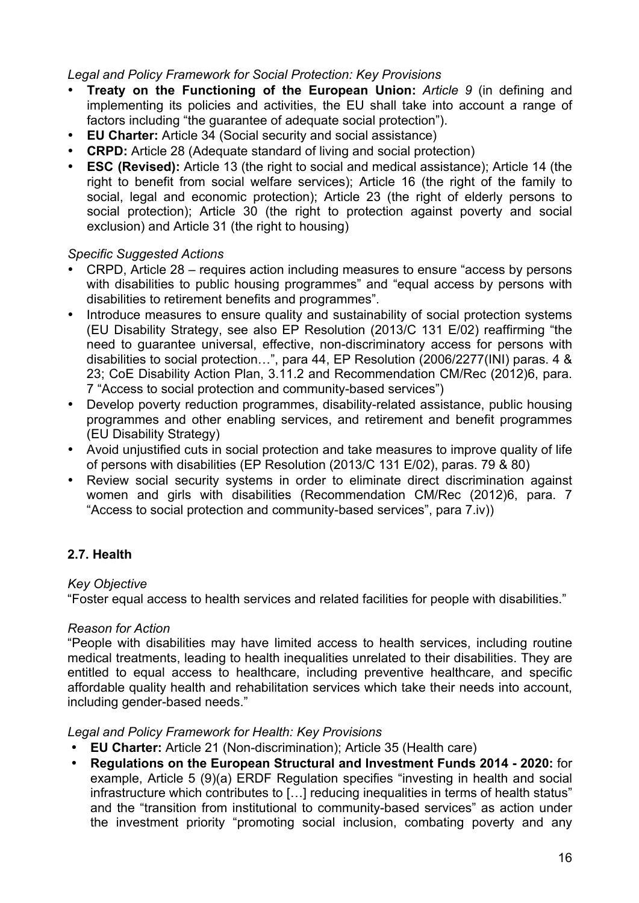*Legal and Policy Framework for Social Protection: Key Provisions*

- **Treaty on the Functioning of the European Union:** *Article 9* (in defining and implementing its policies and activities, the EU shall take into account a range of factors including "the guarantee of adequate social protection").
- **EU Charter:** Article 34 (Social security and social assistance)
- **CRPD:** Article 28 (Adequate standard of living and social protection)
- **ESC (Revised):** Article 13 (the right to social and medical assistance); Article 14 (the right to benefit from social welfare services); Article 16 (the right of the family to social, legal and economic protection); Article 23 (the right of elderly persons to social protection); Article 30 (the right to protection against poverty and social exclusion) and Article 31 (the right to housing)

*Specific Suggested Actions*

- CRPD, Article 28 – requires action including measures to ensure "access by persons with disabilities to public housing programmes" and "equal access by persons with disabilities to retirement benefits and programmes".
- Introduce measures to ensure quality and sustainability of social protection systems (EU Disability Strategy, see also EP Resolution (2013/C 131 E/02) reaffirming "the need to guarantee universal, effective, non-discriminatory access for persons with disabilities to social protection…", para 44, EP Resolution (2006/2277(INI) paras. 4 & 23; CoE Disability Action Plan, 3.11.2 and Recommendation CM/Rec (2012)6, para. 7 "Access to social protection and community-based services")
- Develop poverty reduction programmes, disability-related assistance, public housing programmes and other enabling services, and retirement and benefit programmes (EU Disability Strategy)
- Avoid unjustified cuts in social protection and take measures to improve quality of life of persons with disabilities (EP Resolution (2013/C 131 E/02), paras. 79 & 80)
- Review social security systems in order to eliminate direct discrimination against women and girls with disabilities (Recommendation CM/Rec (2012)6, para. 7 "Access to social protection and community-based services", para 7.iv))

### 2.7. Health

*Key Objective*

"Foster equal access to health services and related facilities for people with disabilities."

*Reason for Action*

"People with disabilities may have limited access to health services, including routine medical treatments, leading to health inequalities unrelated to their disabilities. They are entitled to equal access to healthcare, including preventive healthcare, and specific affordable quality health and rehabilitation services which take their needs into account, including gender-based needs."

*Legal and Policy Framework for Health: Key Provisions*

- **EU Charter:** Article 21 (Non-discrimination); Article 35 (Health care)
- **Regulations on the European Structural and Investment Funds 2014 - 2020:** for example, Article 5 (9)(a) ERDF Regulation specifies "investing in health and social infrastructure which contributes to […] reducing inequalities in terms of health status" and the "transition from institutional to community-based services" as action under the investment priority "promoting social inclusion, combating poverty and any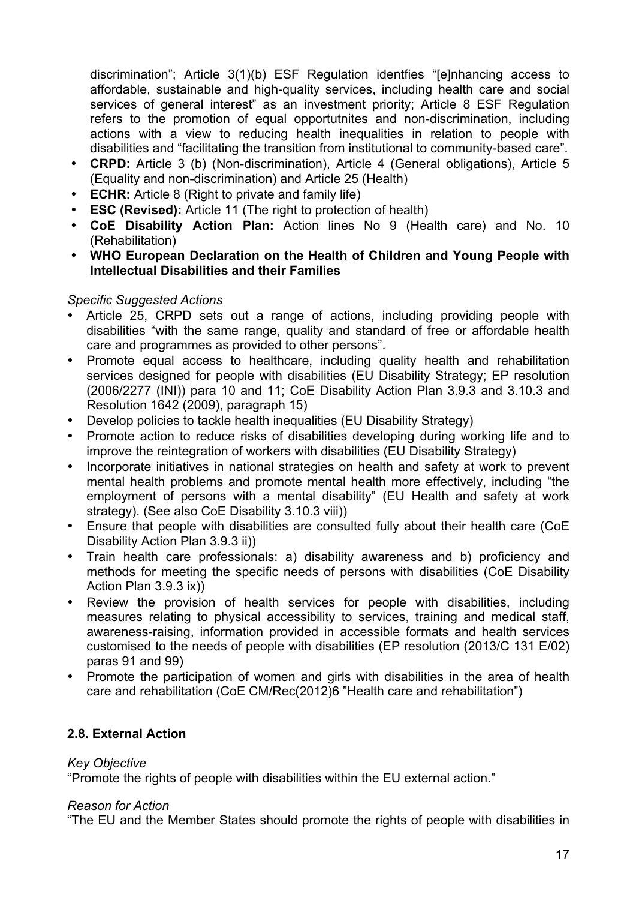discrimination"; Article 3(1)(b) ESF Regulation identfies "[e]nhancing access to affordable, sustainable and high-quality services, including health care and social services of general interest" as an investment priority; Article 8 ESF Regulation refers to the promotion of equal opportutnites and non-discrimination, including actions with a view to reducing health inequalities in relation to people with disabilities and "facilitating the transition from institutional to community-based care".

- **CRPD:** Article 3 (b) (Non-discrimination), Article 4 (General obligations), Article 5 (Equality and non-discrimination) and Article 25 (Health)
- **ECHR:** Article 8 (Right to private and family life)
- **ESC (Revised):** Article 11 (The right to protection of health)
- **CoE Disability Action Plan:** Action lines No 9 (Health care) and No. 10 (Rehabilitation)
- **WHO European Declaration on the Health of Children and Young People with Intellectual Disabilities and their Families**

*Specific Suggested Actions*

- Article 25, CRPD sets out a range of actions, including providing people with disabilities "with the same range, quality and standard of free or affordable health care and programmes as provided to other persons".
- Promote equal access to healthcare, including quality health and rehabilitation services designed for people with disabilities (EU Disability Strategy; EP resolution (2006/2277 (INI)) para 10 and 11; CoE Disability Action Plan 3.9.3 and 3.10.3 and Resolution 1642 (2009), paragraph 15)
- Develop policies to tackle health inequalities (EU Disability Strategy)
- Promote action to reduce risks of disabilities developing during working life and to improve the reintegration of workers with disabilities (EU Disability Strategy)
- Incorporate initiatives in national strategies on health and safety at work to prevent mental health problems and promote mental health more effectively, including "the employment of persons with a mental disability" (EU Health and safety at work strategy). (See also CoE Disability 3.10.3 viii))
- Ensure that people with disabilities are consulted fully about their health care (CoE Disability Action Plan 3.9.3 ii))
- Train health care professionals: a) disability awareness and b) proficiency and methods for meeting the specific needs of persons with disabilities (CoE Disability Action Plan 3.9.3 ix))
- Review the provision of health services for people with disabilities, including measures relating to physical accessibility to services, training and medical staff, awareness-raising, information provided in accessible formats and health services customised to the needs of people with disabilities (EP resolution (2013/C 131 E/02) paras 91 and 99)
- Promote the participation of women and girls with disabilities in the area of health care and rehabilitation (CoE CM/Rec(2012)6 "Health care and rehabilitation")

## 2.8. External Action

*Key Objective*

"Promote the rights of people with disabilities within the EU external action."

*Reason for Action*

"The EU and the Member States should promote the rights of people with disabilities in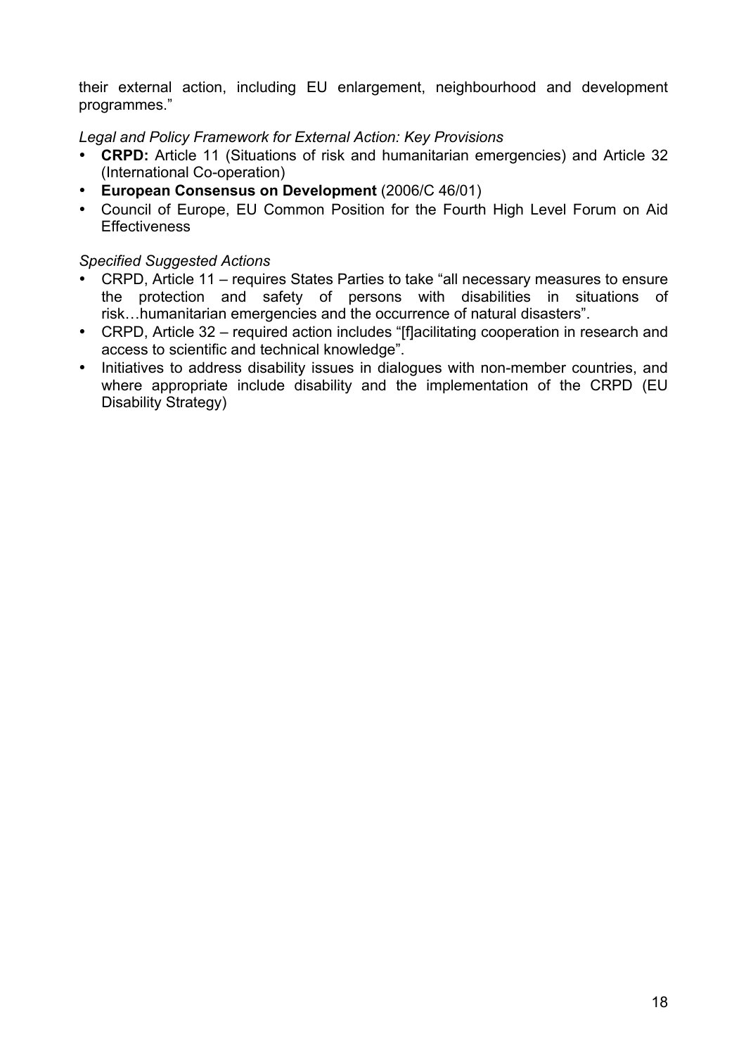their external action, including EU enlargement, neighbourhood and development programmes."

*Legal and Policy Framework for External Action: Key Provisions*

- **CRPD:** Article 11 (Situations of risk and humanitarian emergencies) and Article 32 (International Co-operation)
- **European Consensus on Development** (2006/C 46/01)
- Council of Europe, EU Common Position for the Fourth High Level Forum on Aid Effectiveness

*Specified Suggested Actions*

- CRPD, Article 11 – requires States Parties to take "all necessary measures to ensure the protection and safety of persons with disabilities in situations of risk…humanitarian emergencies and the occurrence of natural disasters".
- CRPD, Article 32 – required action includes "[f]acilitating cooperation in research and access to scientific and technical knowledge".
- Initiatives to address disability issues in dialogues with non-member countries, and where appropriate include disability and the implementation of the CRPD (EU Disability Strategy)